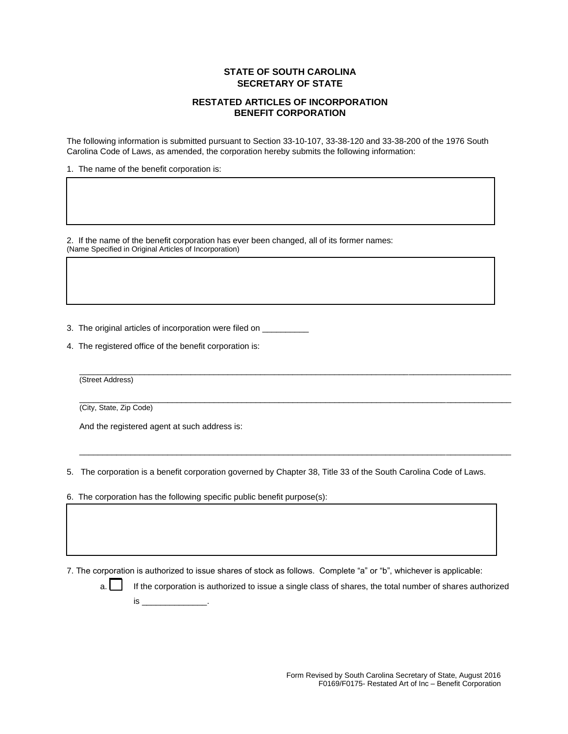**STATE OF SOUTH CAROLINA**
**SECRETARY OF STATE**

**RESTATED ARTICLES OF INCORPORATION**
**BENEFIT CORPORATION**

The following information is submitted pursuant to Section 33-10-107, 33-38-120 and 33-38-200 of the 1976 South Carolina Code of Laws, as amended, the corporation hereby submits the following information:

1. The name of the benefit corporation is:

| |
|---|
| |

2. If the name of the benefit corporation has ever been changed, all of its former names:
(Name Specified in Original Articles of Incorporation)

| |
|---|
| |

3. The original articles of incorporation were filed on __________

4. The registered office of the benefit corporation is:

_____________________________________________________________________________________
(Street Address)

_____________________________________________________________________________________
(City, State, Zip Code)

And the registered agent at such address is:

_____________________________________________________________________________________

5. The corporation is a benefit corporation governed by Chapter 38, Title 33 of the South Carolina Code of Laws.

6. The corporation has the following specific public benefit purpose(s):

| |
|---|
| |

7. The corporation is authorized to issue shares of stock as follows. Complete "a" or "b", whichever is applicable:

a. ☐ If the corporation is authorized to issue a single class of shares, the total number of shares authorized is ______________.

Form Revised by South Carolina Secretary of State, August 2016
F0169/F0175- Restated Art of Inc – Benefit Corporation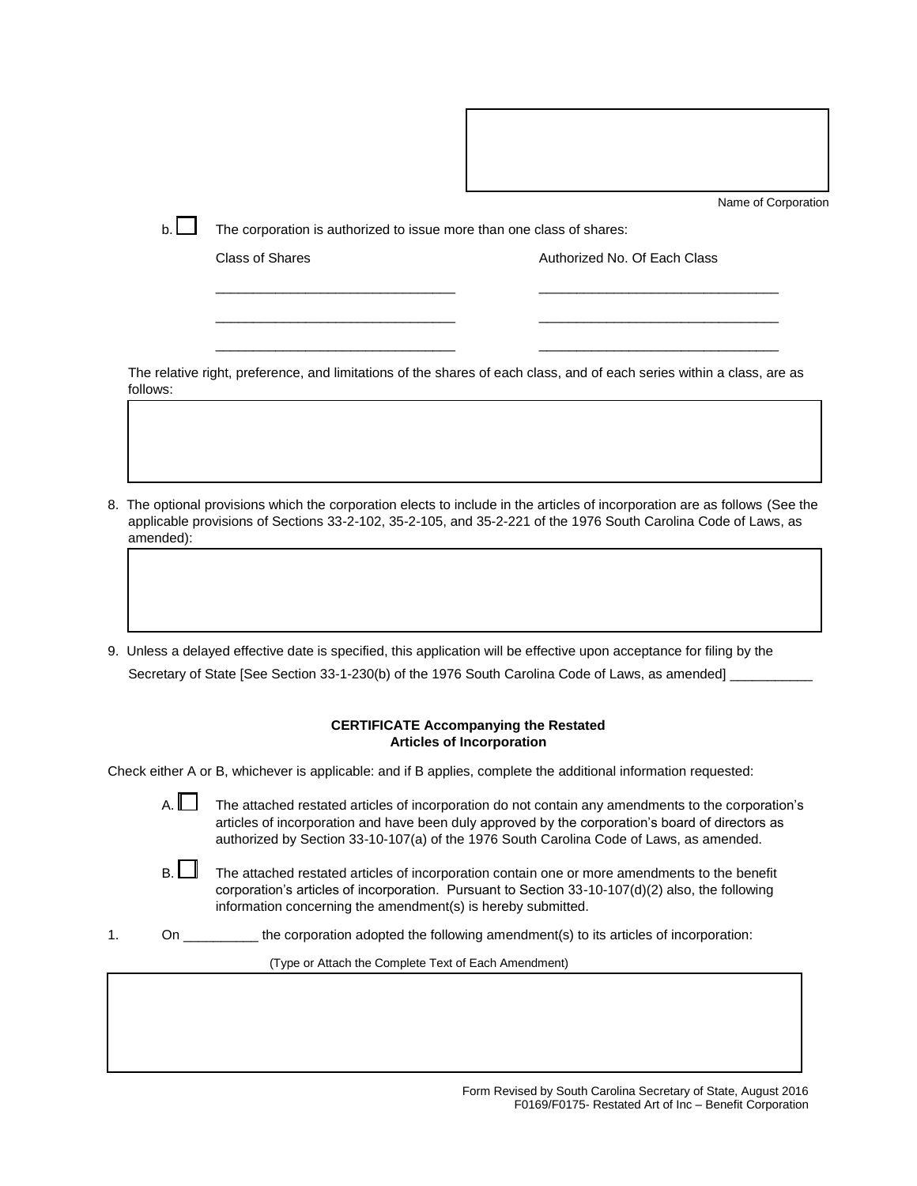Name of Corporation

b. ☐ The corporation is authorized to issue more than one class of shares:

| Class of Shares | Authorized No. Of Each Class |
| --- | --- |
| ______________________________ | ______________________________ |
| ______________________________ | ______________________________ |
| ______________________________ | ______________________________ |

The relative right, preference, and limitations of the shares of each class, and of each series within a class, are as follows:

8. The optional provisions which the corporation elects to include in the articles of incorporation are as follows (See the applicable provisions of Sections 33-2-102, 35-2-105, and 35-2-221 of the 1976 South Carolina Code of Laws, as amended):

9. Unless a delayed effective date is specified, this application will be effective upon acceptance for filing by the Secretary of State [See Section 33-1-230(b) of the 1976 South Carolina Code of Laws, as amended] ___________

**CERTIFICATE Accompanying the Restated Articles of Incorporation**

Check either A or B, whichever is applicable: and if B applies, complete the additional information requested:

A. ☐ The attached restated articles of incorporation do not contain any amendments to the corporation's articles of incorporation and have been duly approved by the corporation's board of directors as authorized by Section 33-10-107(a) of the 1976 South Carolina Code of Laws, as amended.

B. ☐ The attached restated articles of incorporation contain one or more amendments to the benefit corporation's articles of incorporation. Pursuant to Section 33-10-107(d)(2) also, the following information concerning the amendment(s) is hereby submitted.

1. On __________ the corporation adopted the following amendment(s) to its articles of incorporation:

(Type or Attach the Complete Text of Each Amendment)

Form Revised by South Carolina Secretary of State, August 2016
F0169/F0175- Restated Art of Inc – Benefit Corporation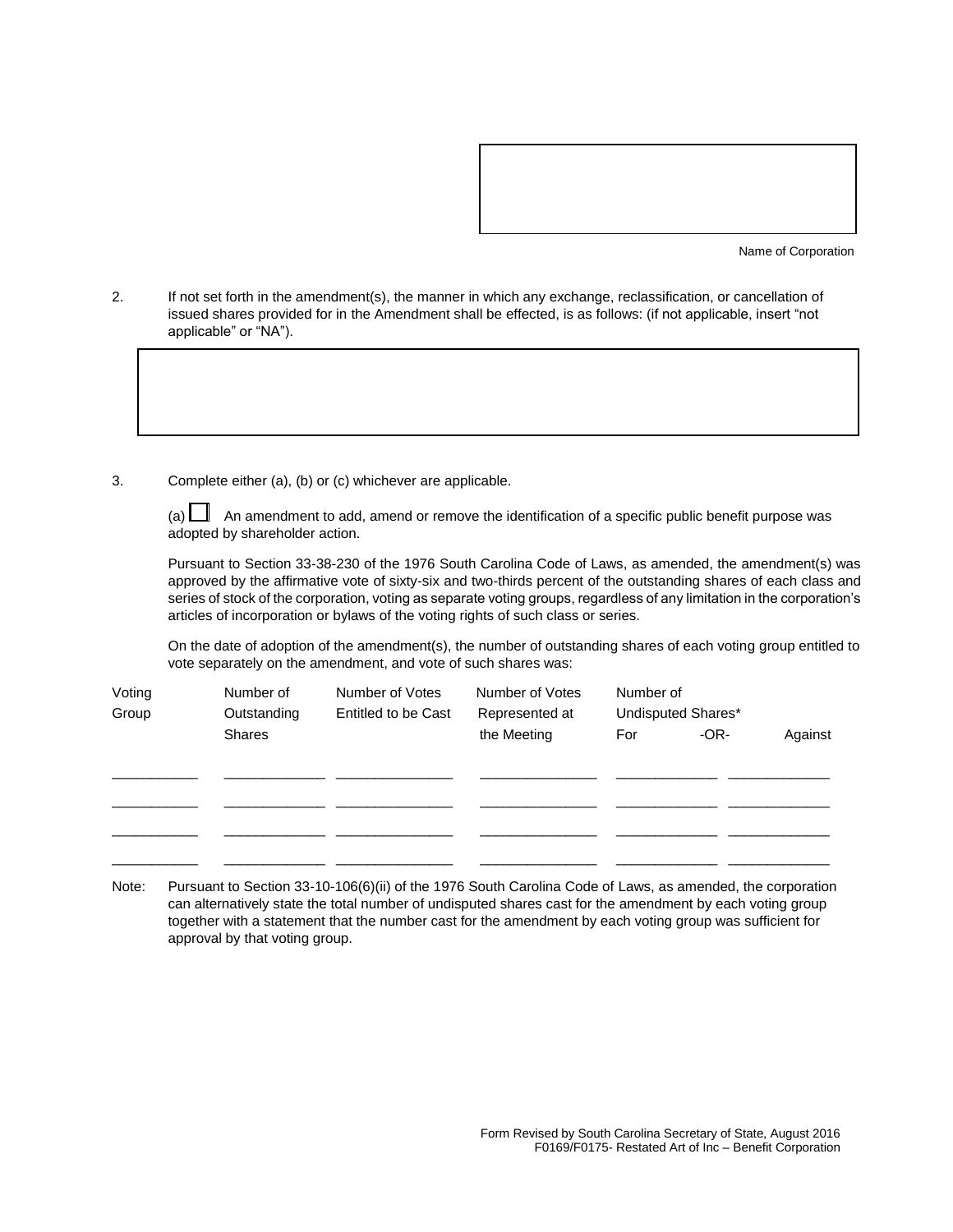Name of Corporation

2. If not set forth in the amendment(s), the manner in which any exchange, reclassification, or cancellation of issued shares provided for in the Amendment shall be effected, is as follows: (if not applicable, insert "not applicable" or "NA").

3. Complete either (a), (b) or (c) whichever are applicable.

(a) ☐ An amendment to add, amend or remove the identification of a specific public benefit purpose was adopted by shareholder action.

Pursuant to Section 33-38-230 of the 1976 South Carolina Code of Laws, as amended, the amendment(s) was approved by the affirmative vote of sixty-six and two-thirds percent of the outstanding shares of each class and series of stock of the corporation, voting as separate voting groups, regardless of any limitation in the corporation's articles of incorporation or bylaws of the voting rights of such class or series.

On the date of adoption of the amendment(s), the number of outstanding shares of each voting group entitled to vote separately on the amendment, and vote of such shares was:

| Voting Group | Number of Outstanding Shares | Number of Votes Entitled to be Cast | Number of Votes Represented at the Meeting | Number of Undisputed Shares* For -OR- | Against |
|---|---|---|---|---|---|
| | | | | | |
| | | | | | |
| | | | | | |
| | | | | | |

Note: Pursuant to Section 33-10-106(6)(ii) of the 1976 South Carolina Code of Laws, as amended, the corporation can alternatively state the total number of undisputed shares cast for the amendment by each voting group together with a statement that the number cast for the amendment by each voting group was sufficient for approval by that voting group.

Form Revised by South Carolina Secretary of State, August 2016
F0169/F0175- Restated Art of Inc – Benefit Corporation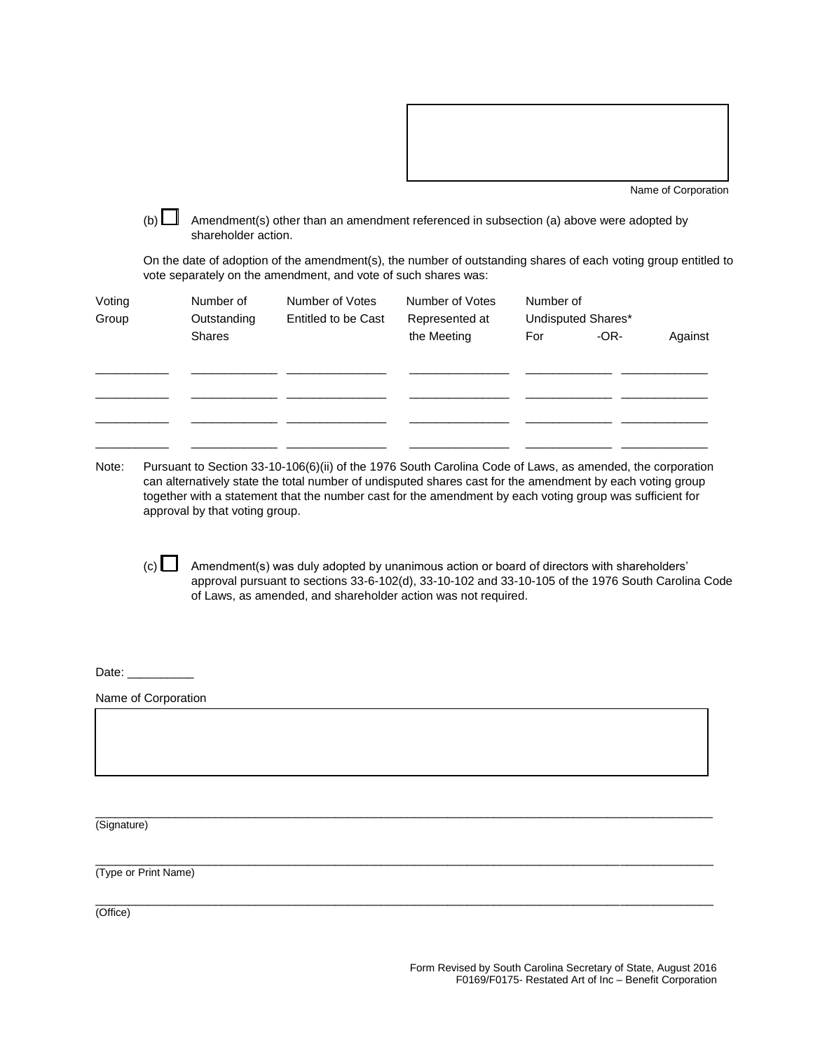Name of Corporation

(b) ☐ Amendment(s) other than an amendment referenced in subsection (a) above were adopted by shareholder action.

On the date of adoption of the amendment(s), the number of outstanding shares of each voting group entitled to vote separately on the amendment, and vote of such shares was:

| Voting Group | Number of Outstanding Shares | Number of Votes Entitled to be Cast | Number of Votes Represented at the Meeting | Number of Undisputed Shares* For -OR- | Against |
|---|---|---|---|---|---|
| ___________ | _____________ | _______________ | _______________ | _____________ | _____________ |
| ___________ | _____________ | _______________ | _______________ | _____________ | _____________ |
| ___________ | _____________ | _______________ | _______________ | _____________ | _____________ |
| ___________ | _____________ | _______________ | _______________ | _____________ | _____________ |

Note: Pursuant to Section 33-10-106(6)(ii) of the 1976 South Carolina Code of Laws, as amended, the corporation can alternatively state the total number of undisputed shares cast for the amendment by each voting group together with a statement that the number cast for the amendment by each voting group was sufficient for approval by that voting group.

(c) ☐ Amendment(s) was duly adopted by unanimous action or board of directors with shareholders' approval pursuant to sections 33-6-102(d), 33-10-102 and 33-10-105 of the 1976 South Carolina Code of Laws, as amended, and shareholder action was not required.

Date: __________

Name of Corporation

_____________________________________________________________________________________________
(Signature)

_____________________________________________________________________________________________
(Type or Print Name)

_____________________________________________________________________________________________
(Office)

Form Revised by South Carolina Secretary of State, August 2016
F0169/F0175- Restated Art of Inc – Benefit Corporation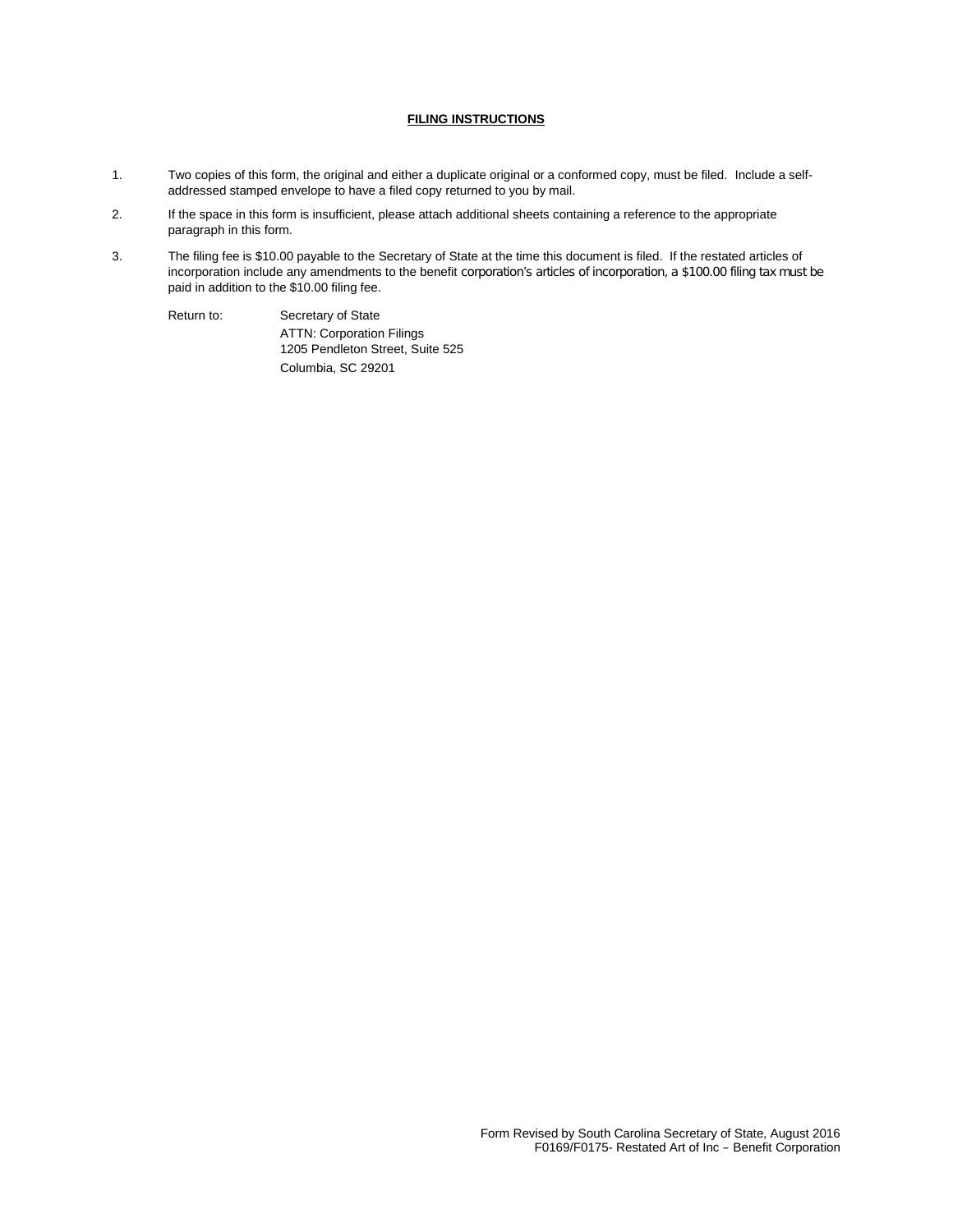**FILING INSTRUCTIONS**

1. Two copies of this form, the original and either a duplicate original or a conformed copy, must be filed. Include a self-addressed stamped envelope to have a filed copy returned to you by mail.

2. If the space in this form is insufficient, please attach additional sheets containing a reference to the appropriate paragraph in this form.

3. The filing fee is $10.00 payable to the Secretary of State at the time this document is filed. If the restated articles of incorporation include any amendments to the benefit corporation's articles of incorporation, a $100.00 filing tax must be paid in addition to the $10.00 filing fee.

Return to: Secretary of State
ATTN: Corporation Filings
1205 Pendleton Street, Suite 525
Columbia, SC 29201

Form Revised by South Carolina Secretary of State, August 2016
F0169/F0175- Restated Art of Inc – Benefit Corporation